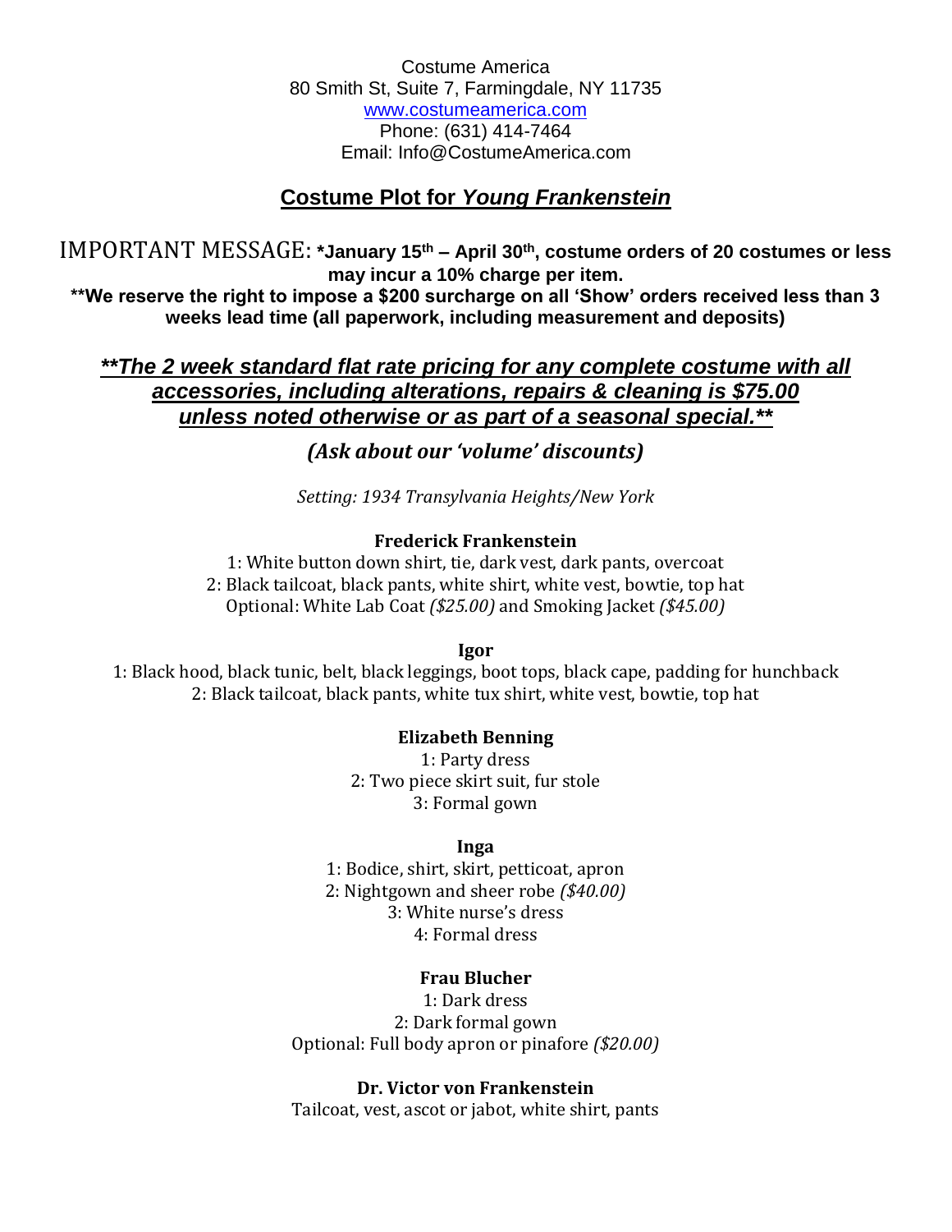Costume America
80 Smith St, Suite 7, Farmingdale, NY 11735
www.costumeamerica.com
Phone: (631) 414-7464
Email: Info@CostumeAmerica.com

# Costume Plot for *Young Frankenstein*

IMPORTANT MESSAGE: **\*January 15th – April 30th, costume orders of 20 costumes or less may incur a 10% charge per item.**

**\*\*We reserve the right to impose a $200 surcharge on all 'Show' orders received less than 3 weeks lead time (all paperwork, including measurement and deposits)**

***\*\*The 2 week standard flat rate pricing for any complete costume with all accessories, including alterations, repairs & cleaning is $75.00 unless noted otherwise or as part of a seasonal special.\*\****

***(Ask about our 'volume' discounts)***

*Setting: 1934 Transylvania Heights/New York*

**Frederick Frankenstein**

1: White button down shirt, tie, dark vest, dark pants, overcoat
2: Black tailcoat, black pants, white shirt, white vest, bowtie, top hat
Optional: White Lab Coat *($25.00)* and Smoking Jacket *($45.00)*

**Igor**

1: Black hood, black tunic, belt, black leggings, boot tops, black cape, padding for hunchback
2: Black tailcoat, black pants, white tux shirt, white vest, bowtie, top hat

**Elizabeth Benning**

1: Party dress
2: Two piece skirt suit, fur stole
3: Formal gown

**Inga**

1: Bodice, shirt, skirt, petticoat, apron
2: Nightgown and sheer robe *($40.00)*
3: White nurse's dress
4: Formal dress

**Frau Blucher**

1: Dark dress
2: Dark formal gown
Optional: Full body apron or pinafore *($20.00)*

**Dr. Victor von Frankenstein**

Tailcoat, vest, ascot or jabot, white shirt, pants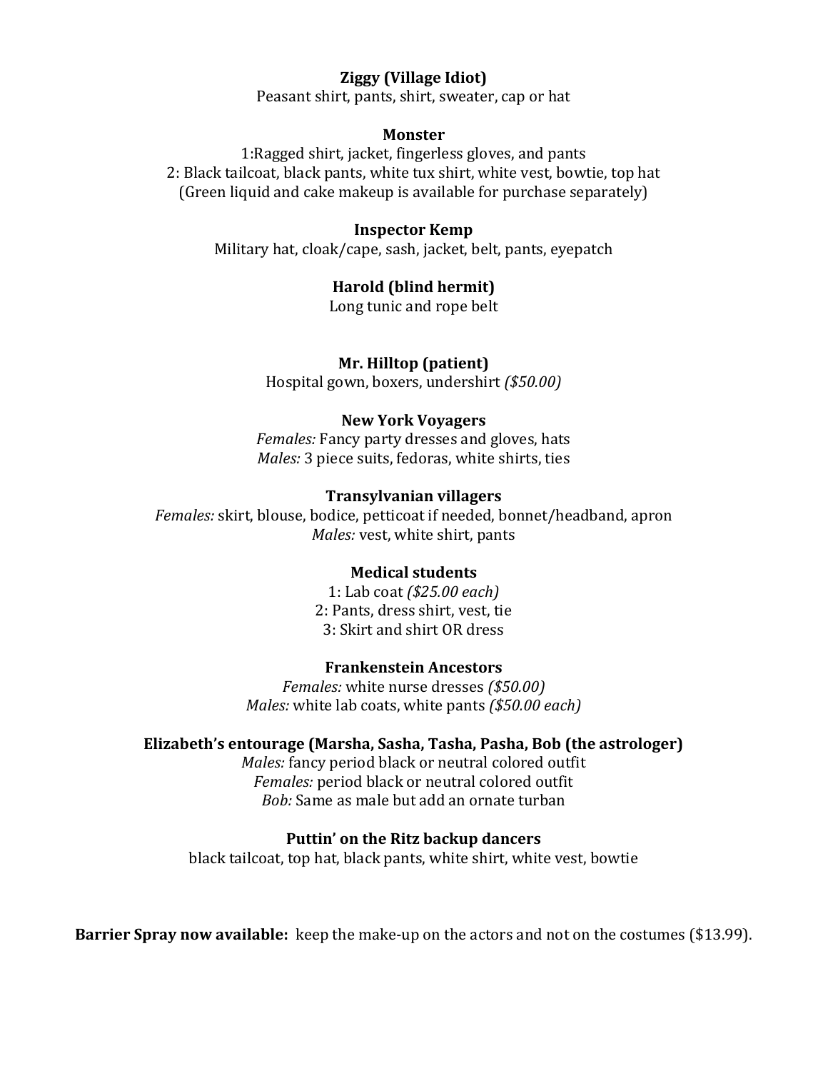**Ziggy (Village Idiot)**
Peasant shirt, pants, shirt, sweater, cap or hat

**Monster**
1:Ragged shirt, jacket, fingerless gloves, and pants
2: Black tailcoat, black pants, white tux shirt, white vest, bowtie, top hat
(Green liquid and cake makeup is available for purchase separately)

**Inspector Kemp**
Military hat, cloak/cape, sash, jacket, belt, pants, eyepatch

**Harold (blind hermit)**
Long tunic and rope belt

**Mr. Hilltop (patient)**
Hospital gown, boxers, undershirt *($50.00)*

**New York Voyagers**
*Females:* Fancy party dresses and gloves, hats
*Males:* 3 piece suits, fedoras, white shirts, ties

**Transylvanian villagers**
*Females:* skirt, blouse, bodice, petticoat if needed, bonnet/headband, apron
*Males:* vest, white shirt, pants

**Medical students**
1: Lab coat *($25.00 each)*
2: Pants, dress shirt, vest, tie
3: Skirt and shirt OR dress

**Frankenstein Ancestors**
*Females:* white nurse dresses *($50.00)*
*Males:* white lab coats, white pants *($50.00 each)*

**Elizabeth's entourage (Marsha, Sasha, Tasha, Pasha, Bob (the astrologer)**
*Males:* fancy period black or neutral colored outfit
*Females:* period black or neutral colored outfit
*Bob:* Same as male but add an ornate turban

**Puttin' on the Ritz backup dancers**
black tailcoat, top hat, black pants, white shirt, white vest, bowtie

**Barrier Spray now available:** keep the make-up on the actors and not on the costumes ($13.99).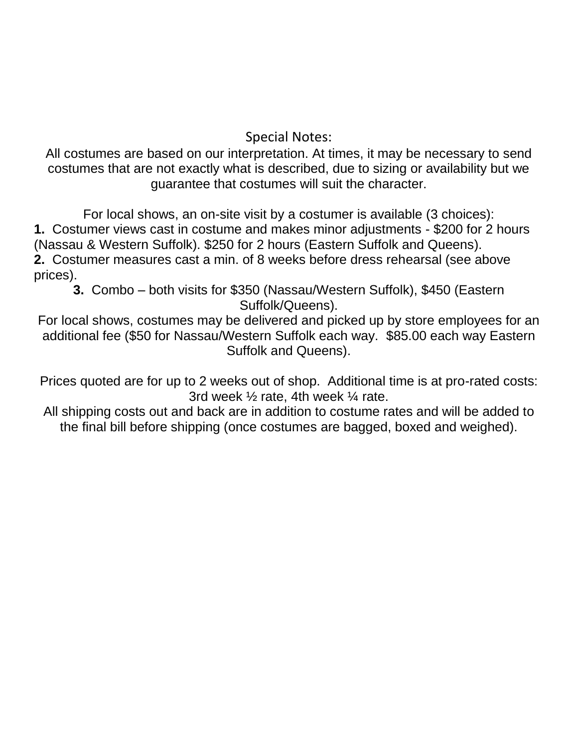## Special Notes:

All costumes are based on our interpretation. At times, it may be necessary to send costumes that are not exactly what is described, due to sizing or availability but we guarantee that costumes will suit the character.

For local shows, an on-site visit by a costumer is available (3 choices):

**1.** Costumer views cast in costume and makes minor adjustments - $200 for 2 hours (Nassau & Western Suffolk). $250 for 2 hours (Eastern Suffolk and Queens).

**2.** Costumer measures cast a min. of 8 weeks before dress rehearsal (see above prices).

**3.** Combo – both visits for $350 (Nassau/Western Suffolk), $450 (Eastern Suffolk/Queens).

For local shows, costumes may be delivered and picked up by store employees for an additional fee ($50 for Nassau/Western Suffolk each way. $85.00 each way Eastern Suffolk and Queens).

Prices quoted are for up to 2 weeks out of shop. Additional time is at pro-rated costs: 3rd week ½ rate, 4th week ¼ rate.

All shipping costs out and back are in addition to costume rates and will be added to the final bill before shipping (once costumes are bagged, boxed and weighed).